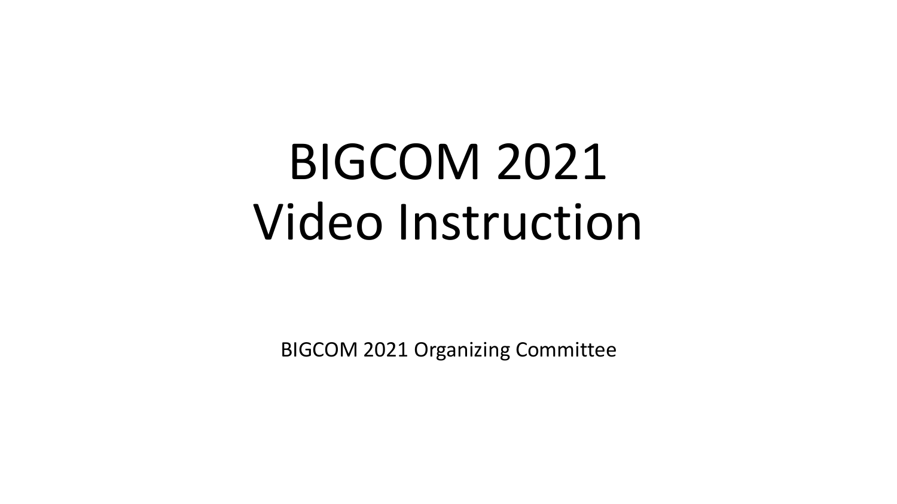# BIGCOM 2021
# Video Instruction

BIGCOM 2021 Organizing Committee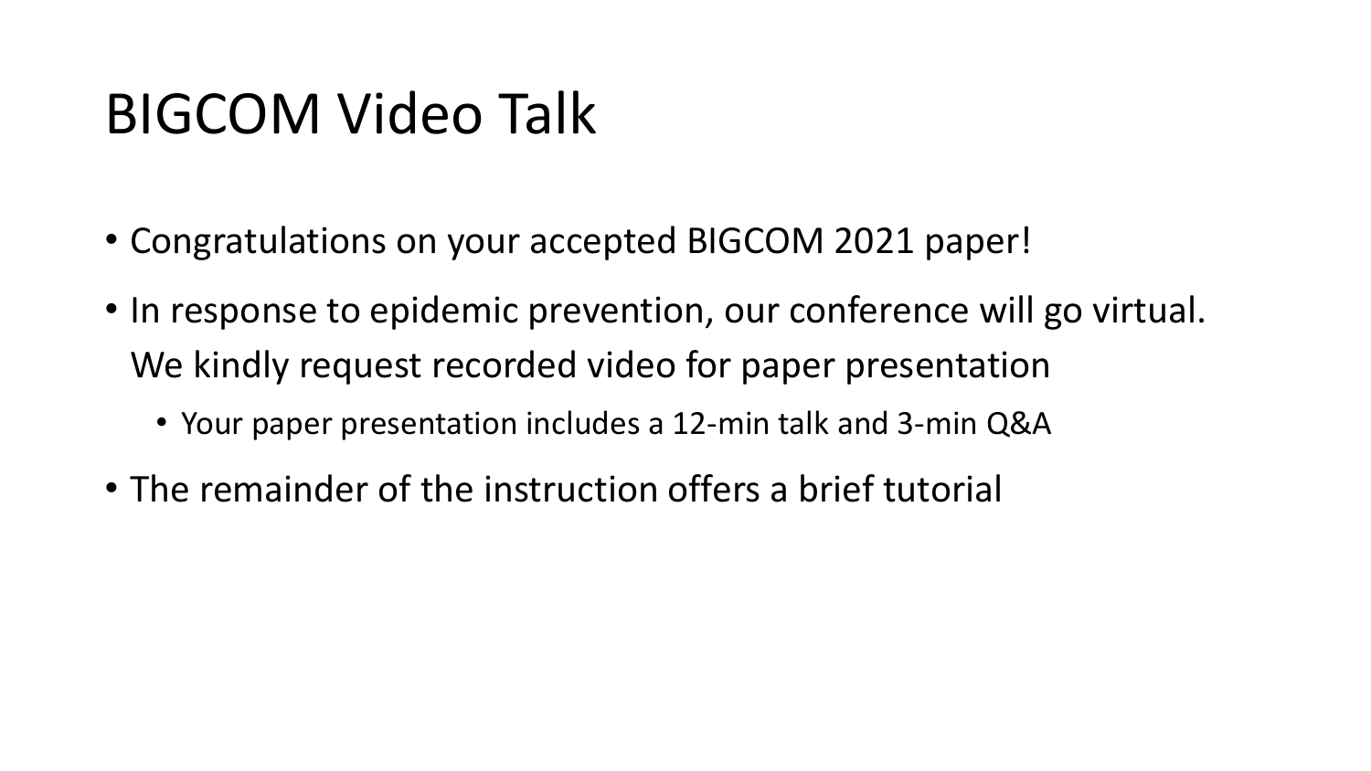# BIGCOM Video Talk

- Congratulations on your accepted BIGCOM 2021 paper!
- In response to epidemic prevention, our conference will go virtual. We kindly request recorded video for paper presentation
  - Your paper presentation includes a 12-min talk and 3-min Q&A
- The remainder of the instruction offers a brief tutorial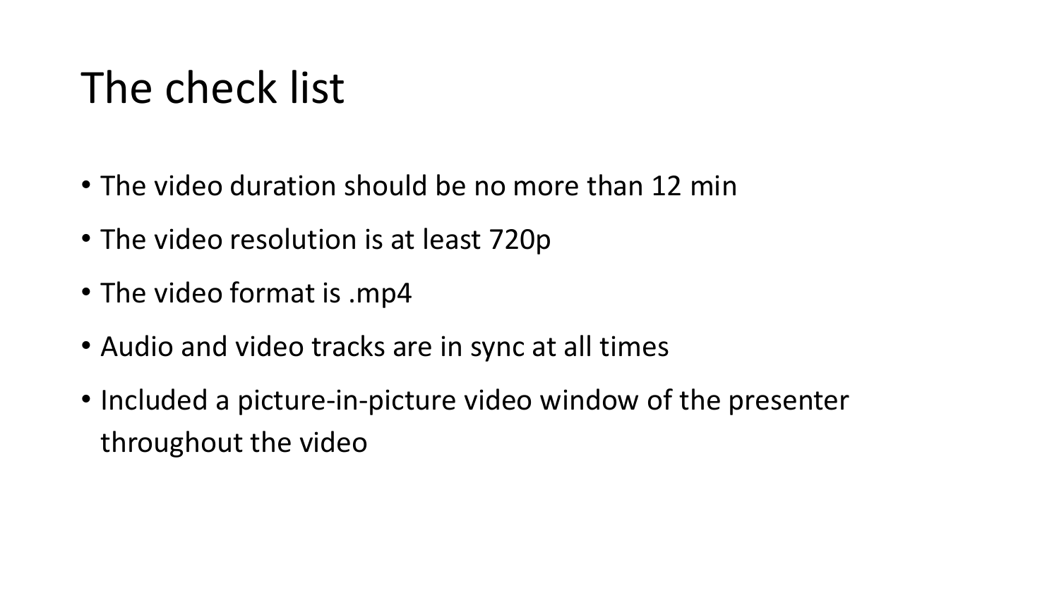# The check list

- The video duration should be no more than 12 min
- The video resolution is at least 720p
- The video format is .mp4
- Audio and video tracks are in sync at all times
- Included a picture-in-picture video window of the presenter throughout the video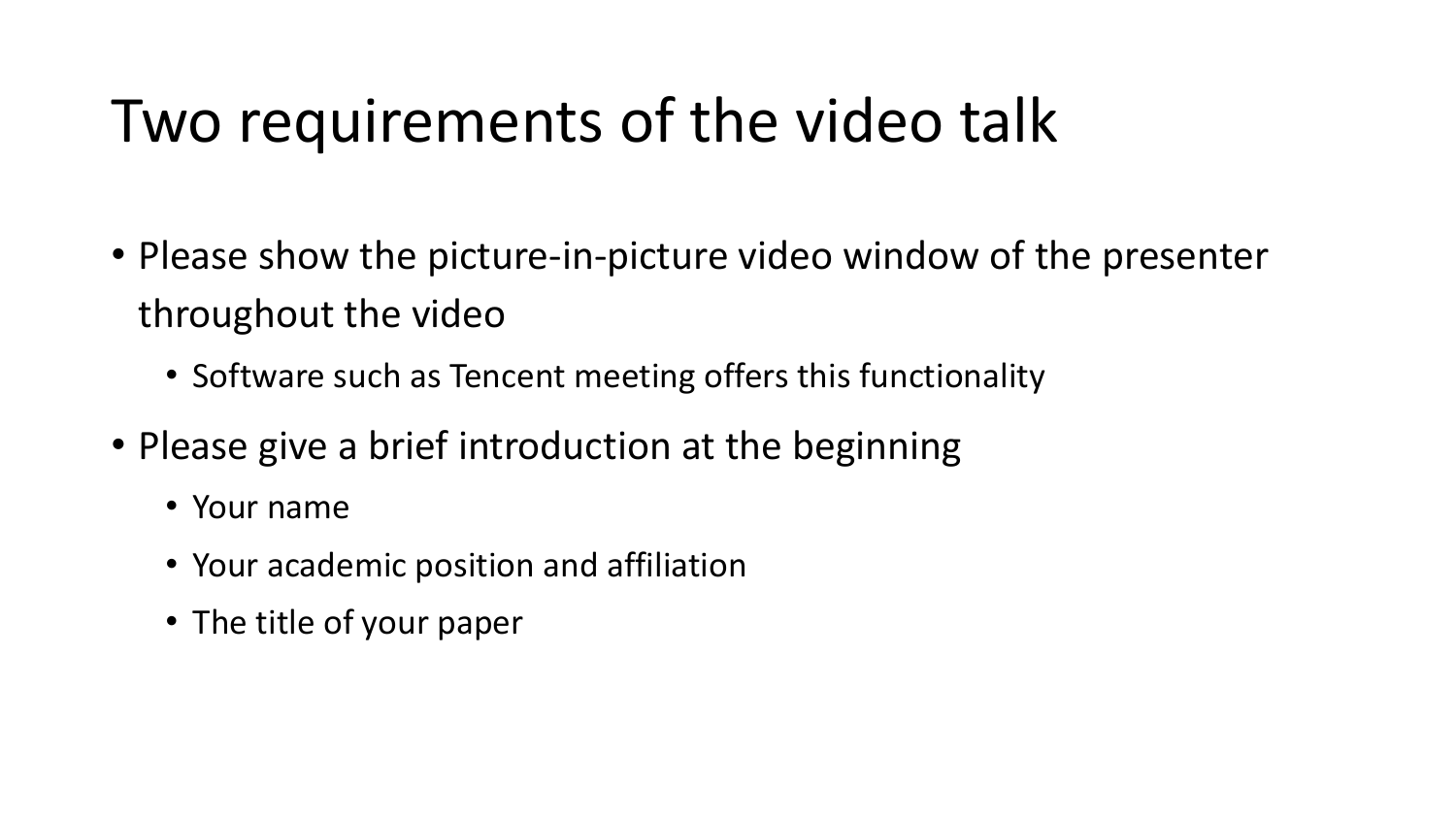# Two requirements of the video talk

- Please show the picture-in-picture video window of the presenter throughout the video
  - Software such as Tencent meeting offers this functionality
- Please give a brief introduction at the beginning
  - Your name
  - Your academic position and affiliation
  - The title of your paper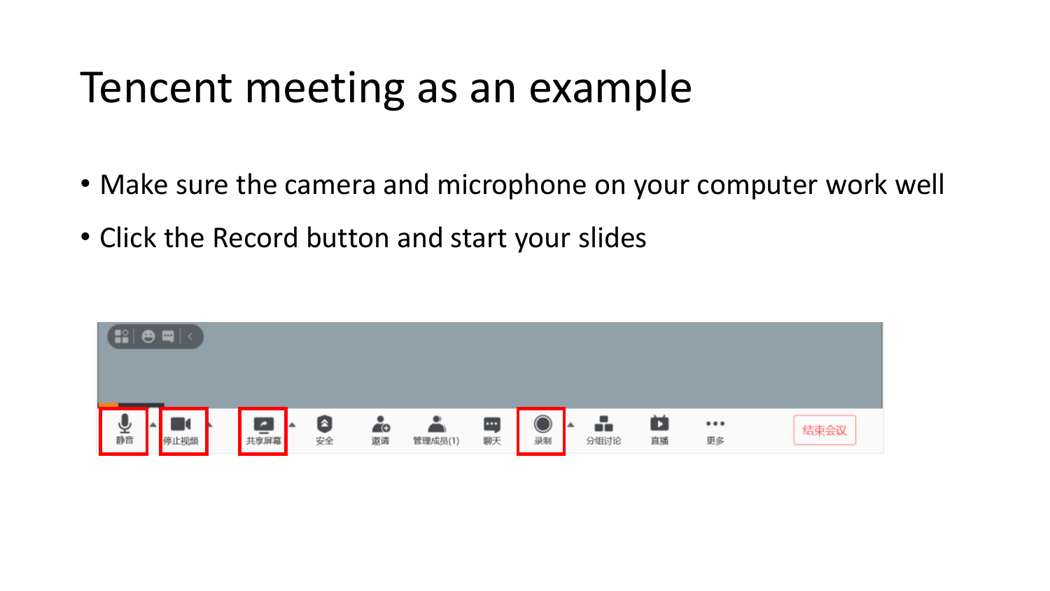# Tencent meeting as an example

- Make sure the camera and microphone on your computer work well
- Click the Record button and start your slides

静音 停止视频 共享屏幕 安全 邀请 管理成员(1) 聊天 录制 分组讨论 直播 更多 结束会议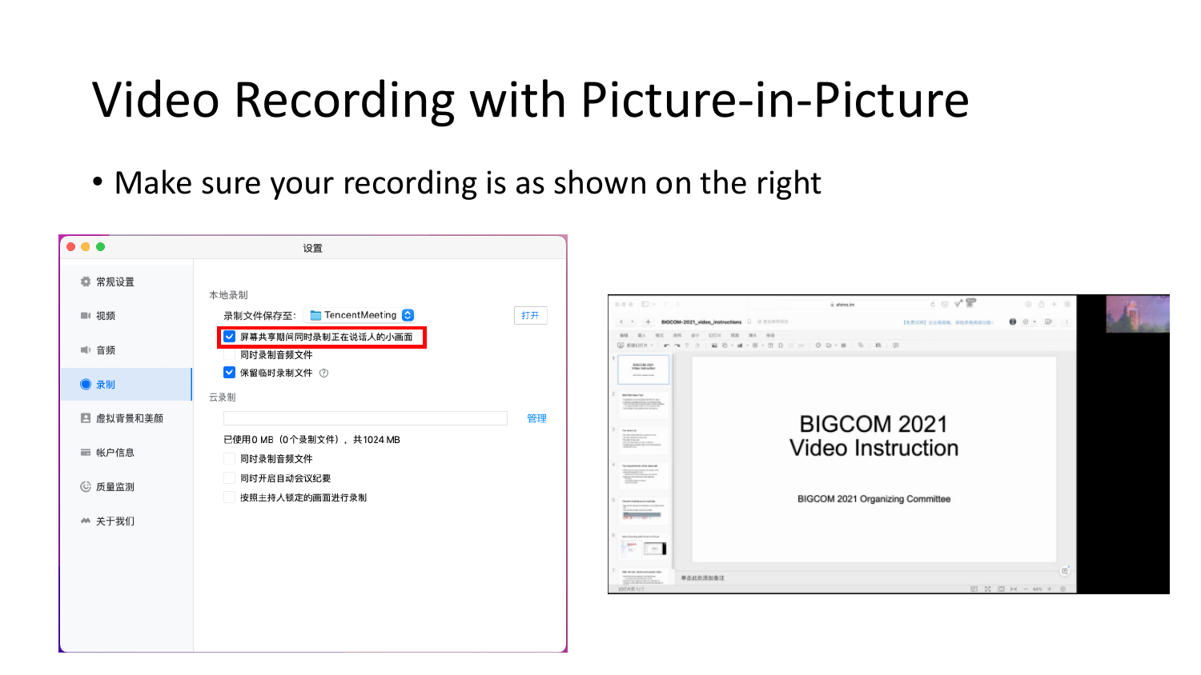# Video Recording with Picture-in-Picture

- Make sure your recording is as shown on the right

设置

- 常规设置
- 视频
- 音频
- 录制
- 虚拟背景和美颜
- 帐户信息
- 质量监测
- 关于我们

本地录制

录制文件保存至： TencentMeeting 打开

- [x] 屏幕共享期间同时录制正在说话人的小画面
- [ ] 同时录制音频文件
- [x] 保留临时录制文件

云录制

管理

已使用0 MB（0个录制文件），共1024 MB

- [ ] 同时录制音频文件
- [ ] 同时开启自动会议纪要
- [ ] 按照主持人锁定的画面进行录制

BIGCOM 2021
Video Instruction

BIGCOM 2021 Organizing Committee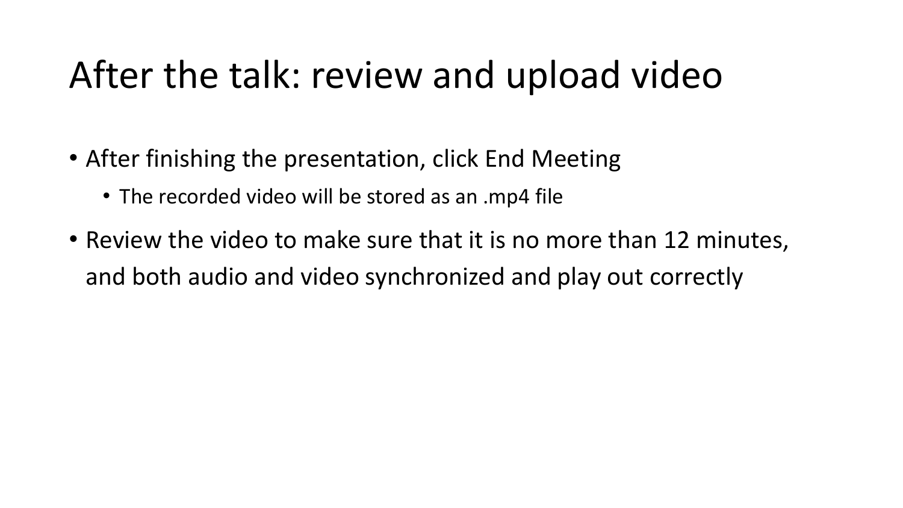# After the talk: review and upload video

- After finishing the presentation, click End Meeting
  - The recorded video will be stored as an .mp4 file
- Review the video to make sure that it is no more than 12 minutes, and both audio and video synchronized and play out correctly